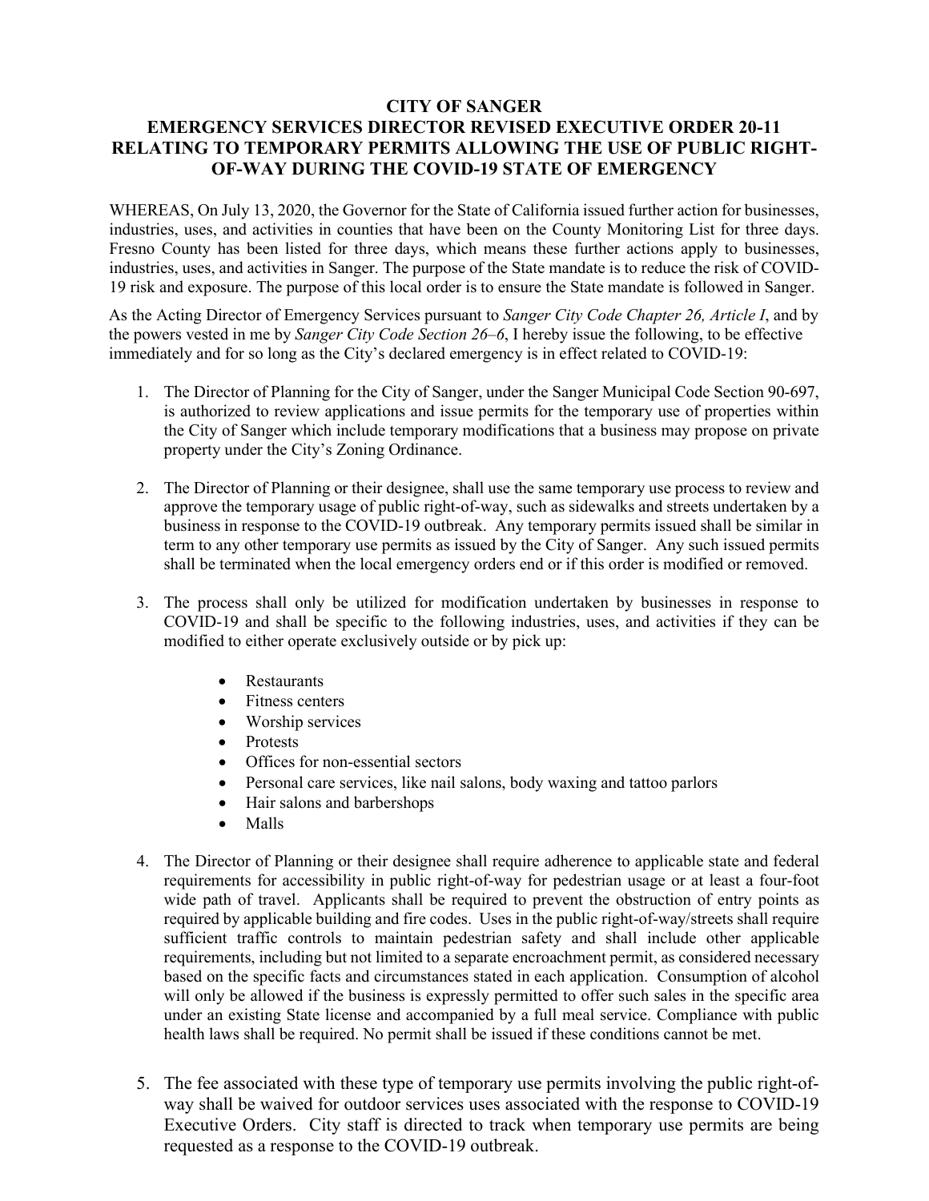# CITY OF SANGER
## EMERGENCY SERVICES DIRECTOR REVISED EXECUTIVE ORDER 20-11 RELATING TO TEMPORARY PERMITS ALLOWING THE USE OF PUBLIC RIGHT-OF-WAY DURING THE COVID-19 STATE OF EMERGENCY

WHEREAS, On July 13, 2020, the Governor for the State of California issued further action for businesses, industries, uses, and activities in counties that have been on the County Monitoring List for three days. Fresno County has been listed for three days, which means these further actions apply to businesses, industries, uses, and activities in Sanger. The purpose of the State mandate is to reduce the risk of COVID-19 risk and exposure. The purpose of this local order is to ensure the State mandate is followed in Sanger.

As the Acting Director of Emergency Services pursuant to *Sanger City Code Chapter 26, Article I*, and by the powers vested in me by *Sanger City Code Section 26–6*, I hereby issue the following, to be effective immediately and for so long as the City's declared emergency is in effect related to COVID-19:

1. The Director of Planning for the City of Sanger, under the Sanger Municipal Code Section 90-697, is authorized to review applications and issue permits for the temporary use of properties within the City of Sanger which include temporary modifications that a business may propose on private property under the City's Zoning Ordinance.

2. The Director of Planning or their designee, shall use the same temporary use process to review and approve the temporary usage of public right-of-way, such as sidewalks and streets undertaken by a business in response to the COVID-19 outbreak. Any temporary permits issued shall be similar in term to any other temporary use permits as issued by the City of Sanger. Any such issued permits shall be terminated when the local emergency orders end or if this order is modified or removed.

3. The process shall only be utilized for modification undertaken by businesses in response to COVID-19 and shall be specific to the following industries, uses, and activities if they can be modified to either operate exclusively outside or by pick up:

   - Restaurants
   - Fitness centers
   - Worship services
   - Protests
   - Offices for non-essential sectors
   - Personal care services, like nail salons, body waxing and tattoo parlors
   - Hair salons and barbershops
   - Malls

4. The Director of Planning or their designee shall require adherence to applicable state and federal requirements for accessibility in public right-of-way for pedestrian usage or at least a four-foot wide path of travel. Applicants shall be required to prevent the obstruction of entry points as required by applicable building and fire codes. Uses in the public right-of-way/streets shall require sufficient traffic controls to maintain pedestrian safety and shall include other applicable requirements, including but not limited to a separate encroachment permit, as considered necessary based on the specific facts and circumstances stated in each application. Consumption of alcohol will only be allowed if the business is expressly permitted to offer such sales in the specific area under an existing State license and accompanied by a full meal service. Compliance with public health laws shall be required. No permit shall be issued if these conditions cannot be met.

5. The fee associated with these type of temporary use permits involving the public right-of-way shall be waived for outdoor services uses associated with the response to COVID-19 Executive Orders. City staff is directed to track when temporary use permits are being requested as a response to the COVID-19 outbreak.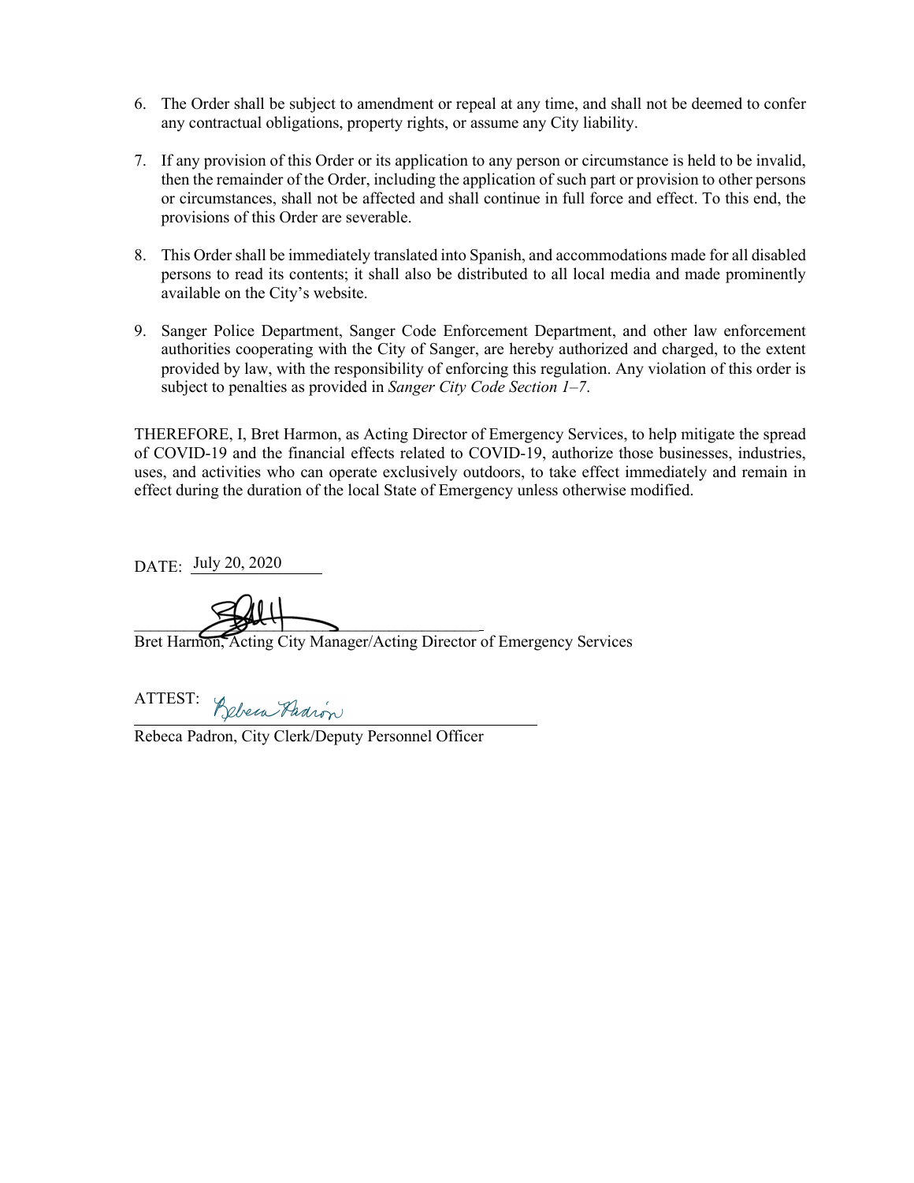6. The Order shall be subject to amendment or repeal at any time, and shall not be deemed to confer any contractual obligations, property rights, or assume any City liability.

7. If any provision of this Order or its application to any person or circumstance is held to be invalid, then the remainder of the Order, including the application of such part or provision to other persons or circumstances, shall not be affected and shall continue in full force and effect. To this end, the provisions of this Order are severable.

8. This Order shall be immediately translated into Spanish, and accommodations made for all disabled persons to read its contents; it shall also be distributed to all local media and made prominently available on the City's website.

9. Sanger Police Department, Sanger Code Enforcement Department, and other law enforcement authorities cooperating with the City of Sanger, are hereby authorized and charged, to the extent provided by law, with the responsibility of enforcing this regulation. Any violation of this order is subject to penalties as provided in *Sanger City Code Section 1–7*.

THEREFORE, I, Bret Harmon, as Acting Director of Emergency Services, to help mitigate the spread of COVID-19 and the financial effects related to COVID-19, authorize those businesses, industries, uses, and activities who can operate exclusively outdoors, to take effect immediately and remain in effect during the duration of the local State of Emergency unless otherwise modified.

DATE: July 20, 2020

Bret Harmon, Acting City Manager/Acting Director of Emergency Services

ATTEST:

Rebeca Padron, City Clerk/Deputy Personnel Officer